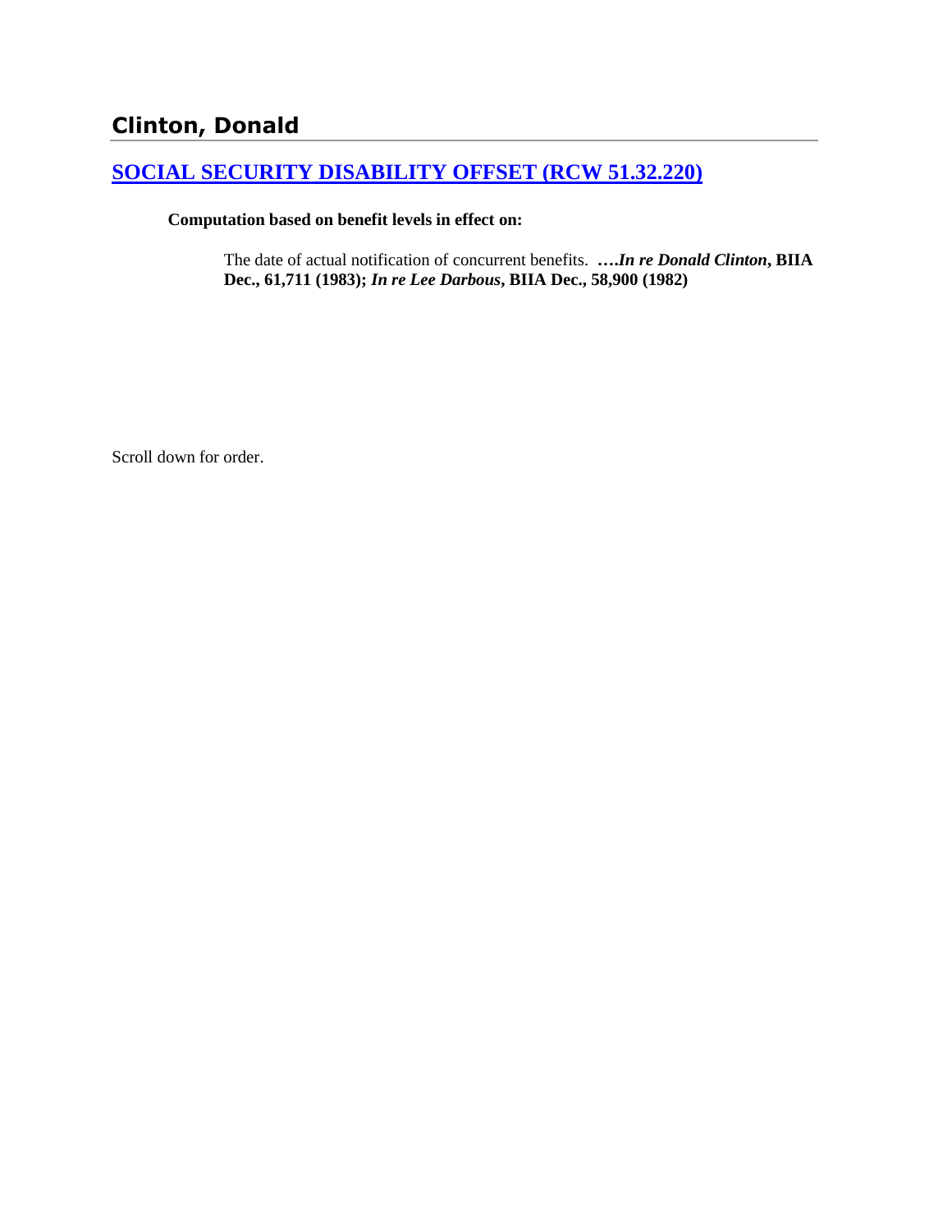## Clinton, Donald

### SOCIAL SECURITY DISABILITY OFFSET (RCW 51.32.220)

**Computation based on benefit levels in effect on:**

The date of actual notification of concurrent benefits. **….*In re Donald Clinton*, BIIA Dec., 61,711 (1983); *In re Lee Darbous*, BIIA Dec., 58,900 (1982)**

Scroll down for order.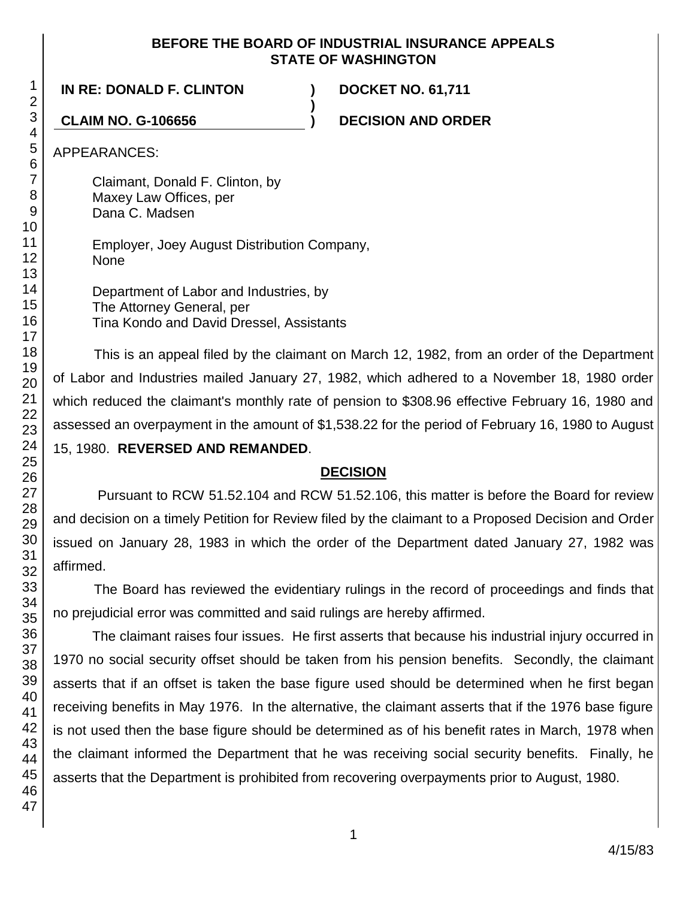**BEFORE THE BOARD OF INDUSTRIAL INSURANCE APPEALS**
**STATE OF WASHINGTON**

| | | |
|---|---|---|
| **IN RE: DONALD F. CLINTON** | **)** | **DOCKET NO. 61,711** |
| | **)** | |
| **CLAIM NO. G-106656** | **)** | **DECISION AND ORDER** |

APPEARANCES:

Claimant, Donald F. Clinton, by
Maxey Law Offices, per
Dana C. Madsen

Employer, Joey August Distribution Company,
None

Department of Labor and Industries, by
The Attorney General, per
Tina Kondo and David Dressel, Assistants

This is an appeal filed by the claimant on March 12, 1982, from an order of the Department of Labor and Industries mailed January 27, 1982, which adhered to a November 18, 1980 order which reduced the claimant's monthly rate of pension to $308.96 effective February 16, 1980 and assessed an overpayment in the amount of $1,538.22 for the period of February 16, 1980 to August 15, 1980. **REVERSED AND REMANDED**.

## DECISION

Pursuant to RCW 51.52.104 and RCW 51.52.106, this matter is before the Board for review and decision on a timely Petition for Review filed by the claimant to a Proposed Decision and Order issued on January 28, 1983 in which the order of the Department dated January 27, 1982 was affirmed.

The Board has reviewed the evidentiary rulings in the record of proceedings and finds that no prejudicial error was committed and said rulings are hereby affirmed.

The claimant raises four issues. He first asserts that because his industrial injury occurred in 1970 no social security offset should be taken from his pension benefits. Secondly, the claimant asserts that if an offset is taken the base figure used should be determined when he first began receiving benefits in May 1976. In the alternative, the claimant asserts that if the 1976 base figure is not used then the base figure should be determined as of his benefit rates in March, 1978 when the claimant informed the Department that he was receiving social security benefits. Finally, he asserts that the Department is prohibited from recovering overpayments prior to August, 1980.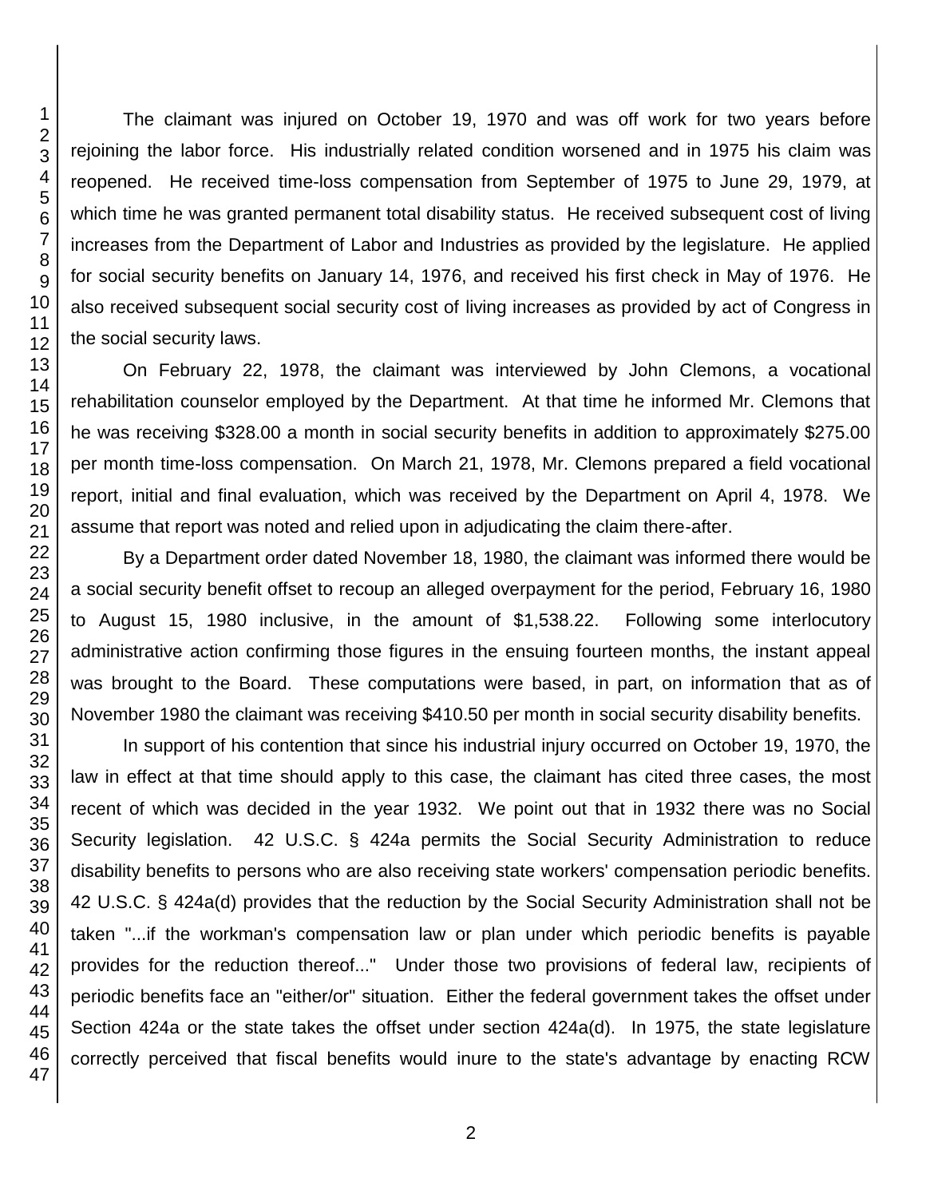The claimant was injured on October 19, 1970 and was off work for two years before rejoining the labor force. His industrially related condition worsened and in 1975 his claim was reopened. He received time-loss compensation from September of 1975 to June 29, 1979, at which time he was granted permanent total disability status. He received subsequent cost of living increases from the Department of Labor and Industries as provided by the legislature. He applied for social security benefits on January 14, 1976, and received his first check in May of 1976. He also received subsequent social security cost of living increases as provided by act of Congress in the social security laws.

On February 22, 1978, the claimant was interviewed by John Clemons, a vocational rehabilitation counselor employed by the Department. At that time he informed Mr. Clemons that he was receiving $328.00 a month in social security benefits in addition to approximately $275.00 per month time-loss compensation. On March 21, 1978, Mr. Clemons prepared a field vocational report, initial and final evaluation, which was received by the Department on April 4, 1978. We assume that report was noted and relied upon in adjudicating the claim there-after.

By a Department order dated November 18, 1980, the claimant was informed there would be a social security benefit offset to recoup an alleged overpayment for the period, February 16, 1980 to August 15, 1980 inclusive, in the amount of $1,538.22. Following some interlocutory administrative action confirming those figures in the ensuing fourteen months, the instant appeal was brought to the Board. These computations were based, in part, on information that as of November 1980 the claimant was receiving $410.50 per month in social security disability benefits.

In support of his contention that since his industrial injury occurred on October 19, 1970, the law in effect at that time should apply to this case, the claimant has cited three cases, the most recent of which was decided in the year 1932. We point out that in 1932 there was no Social Security legislation. 42 U.S.C. § 424a permits the Social Security Administration to reduce disability benefits to persons who are also receiving state workers' compensation periodic benefits. 42 U.S.C. § 424a(d) provides that the reduction by the Social Security Administration shall not be taken "...if the workman's compensation law or plan under which periodic benefits is payable provides for the reduction thereof..." Under those two provisions of federal law, recipients of periodic benefits face an "either/or" situation. Either the federal government takes the offset under Section 424a or the state takes the offset under section 424a(d). In 1975, the state legislature correctly perceived that fiscal benefits would inure to the state's advantage by enacting RCW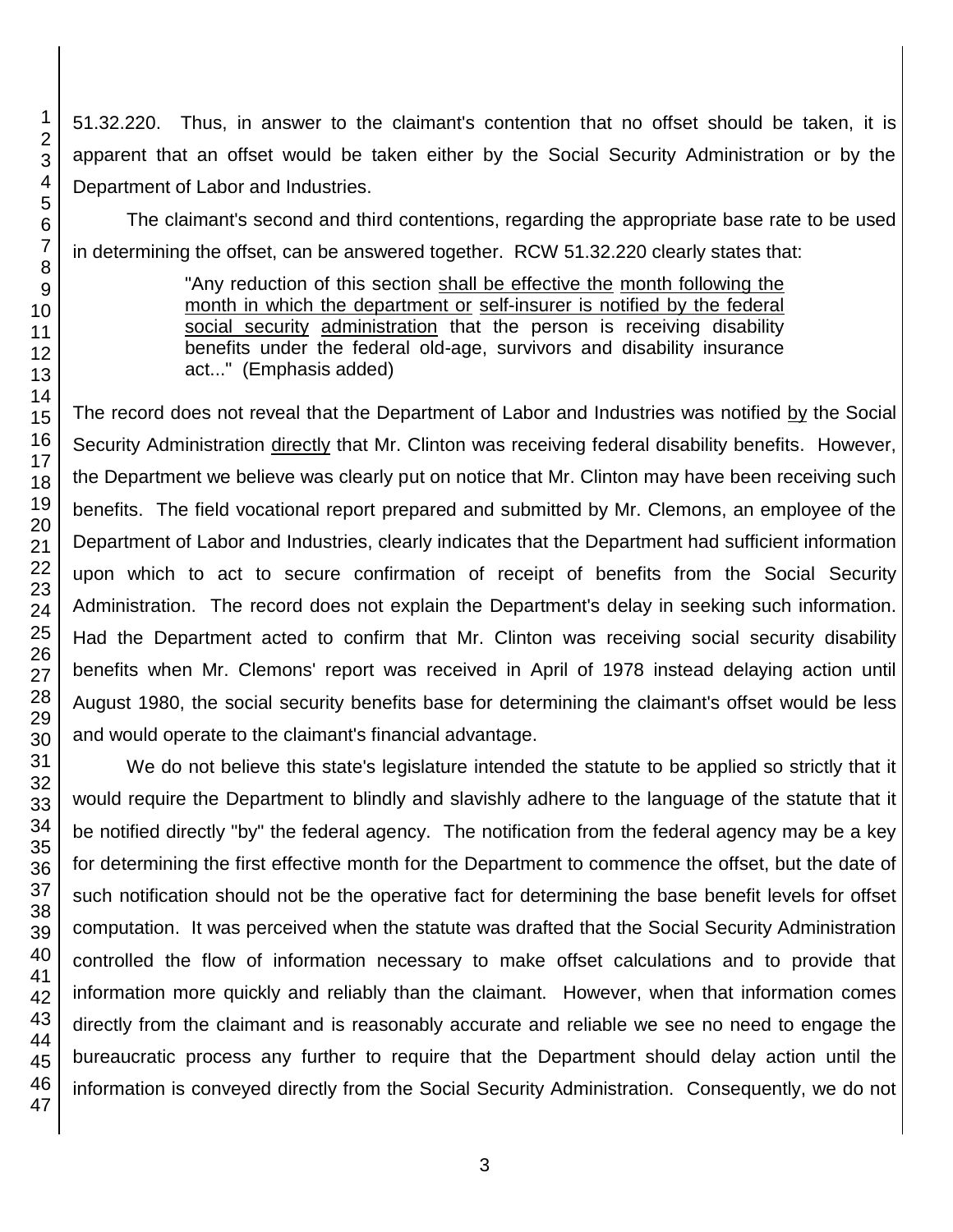51.32.220. Thus, in answer to the claimant's contention that no offset should be taken, it is apparent that an offset would be taken either by the Social Security Administration or by the Department of Labor and Industries.

The claimant's second and third contentions, regarding the appropriate base rate to be used in determining the offset, can be answered together. RCW 51.32.220 clearly states that:

> "Any reduction of this section shall be effective the month following the month in which the department or self-insurer is notified by the federal social security administration that the person is receiving disability benefits under the federal old-age, survivors and disability insurance act..." (Emphasis added)

The record does not reveal that the Department of Labor and Industries was notified by the Social Security Administration directly that Mr. Clinton was receiving federal disability benefits. However, the Department we believe was clearly put on notice that Mr. Clinton may have been receiving such benefits. The field vocational report prepared and submitted by Mr. Clemons, an employee of the Department of Labor and Industries, clearly indicates that the Department had sufficient information upon which to act to secure confirmation of receipt of benefits from the Social Security Administration. The record does not explain the Department's delay in seeking such information. Had the Department acted to confirm that Mr. Clinton was receiving social security disability benefits when Mr. Clemons' report was received in April of 1978 instead delaying action until August 1980, the social security benefits base for determining the claimant's offset would be less and would operate to the claimant's financial advantage.

We do not believe this state's legislature intended the statute to be applied so strictly that it would require the Department to blindly and slavishly adhere to the language of the statute that it be notified directly "by" the federal agency. The notification from the federal agency may be a key for determining the first effective month for the Department to commence the offset, but the date of such notification should not be the operative fact for determining the base benefit levels for offset computation. It was perceived when the statute was drafted that the Social Security Administration controlled the flow of information necessary to make offset calculations and to provide that information more quickly and reliably than the claimant. However, when that information comes directly from the claimant and is reasonably accurate and reliable we see no need to engage the bureaucratic process any further to require that the Department should delay action until the information is conveyed directly from the Social Security Administration. Consequently, we do not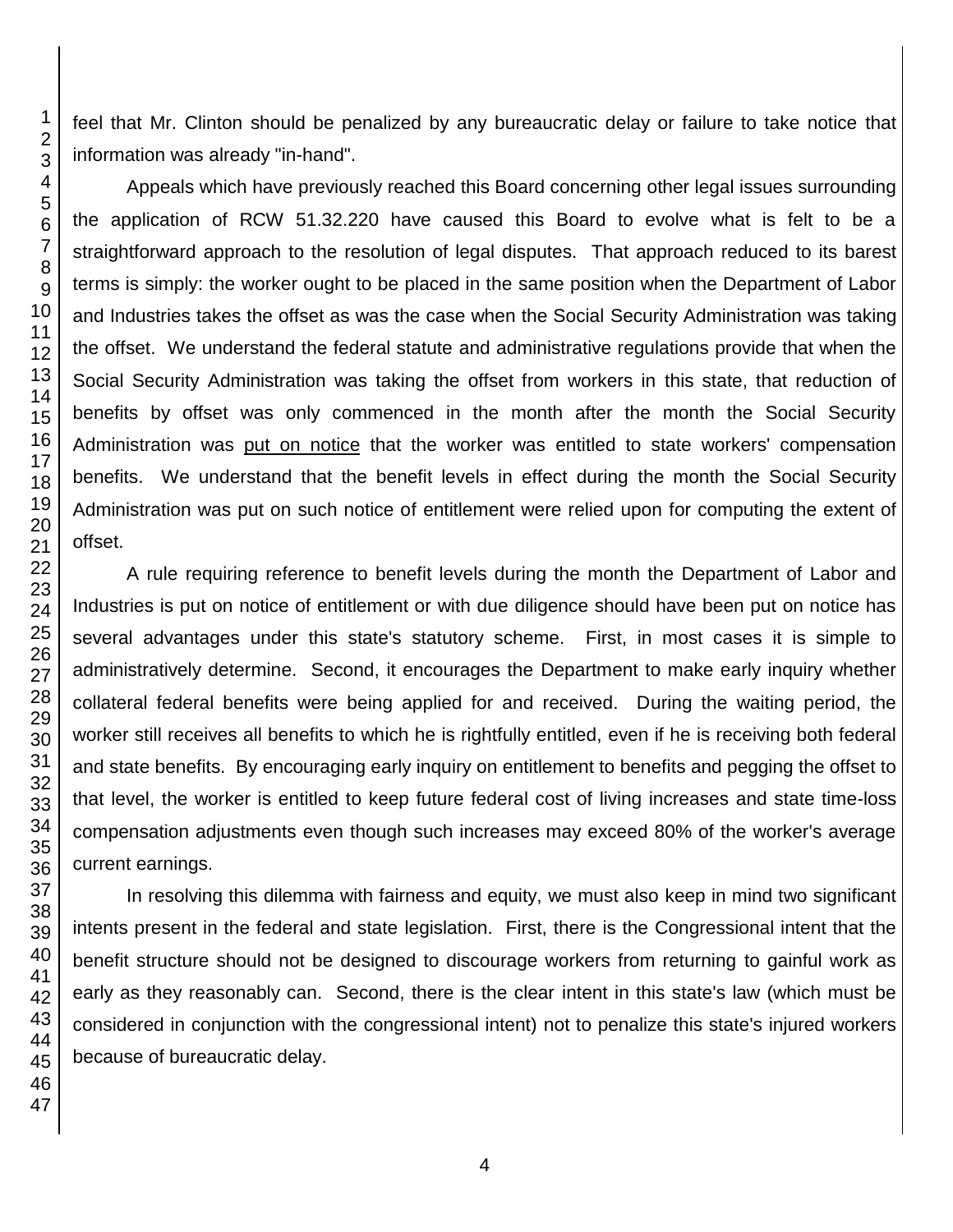feel that Mr. Clinton should be penalized by any bureaucratic delay or failure to take notice that information was already "in-hand".

Appeals which have previously reached this Board concerning other legal issues surrounding the application of RCW 51.32.220 have caused this Board to evolve what is felt to be a straightforward approach to the resolution of legal disputes. That approach reduced to its barest terms is simply: the worker ought to be placed in the same position when the Department of Labor and Industries takes the offset as was the case when the Social Security Administration was taking the offset. We understand the federal statute and administrative regulations provide that when the Social Security Administration was taking the offset from workers in this state, that reduction of benefits by offset was only commenced in the month after the month the Social Security Administration was <u>put on notice</u> that the worker was entitled to state workers' compensation benefits. We understand that the benefit levels in effect during the month the Social Security Administration was put on such notice of entitlement were relied upon for computing the extent of offset.

A rule requiring reference to benefit levels during the month the Department of Labor and Industries is put on notice of entitlement or with due diligence should have been put on notice has several advantages under this state's statutory scheme. First, in most cases it is simple to administratively determine. Second, it encourages the Department to make early inquiry whether collateral federal benefits were being applied for and received. During the waiting period, the worker still receives all benefits to which he is rightfully entitled, even if he is receiving both federal and state benefits. By encouraging early inquiry on entitlement to benefits and pegging the offset to that level, the worker is entitled to keep future federal cost of living increases and state time-loss compensation adjustments even though such increases may exceed 80% of the worker's average current earnings.

In resolving this dilemma with fairness and equity, we must also keep in mind two significant intents present in the federal and state legislation. First, there is the Congressional intent that the benefit structure should not be designed to discourage workers from returning to gainful work as early as they reasonably can. Second, there is the clear intent in this state's law (which must be considered in conjunction with the congressional intent) not to penalize this state's injured workers because of bureaucratic delay.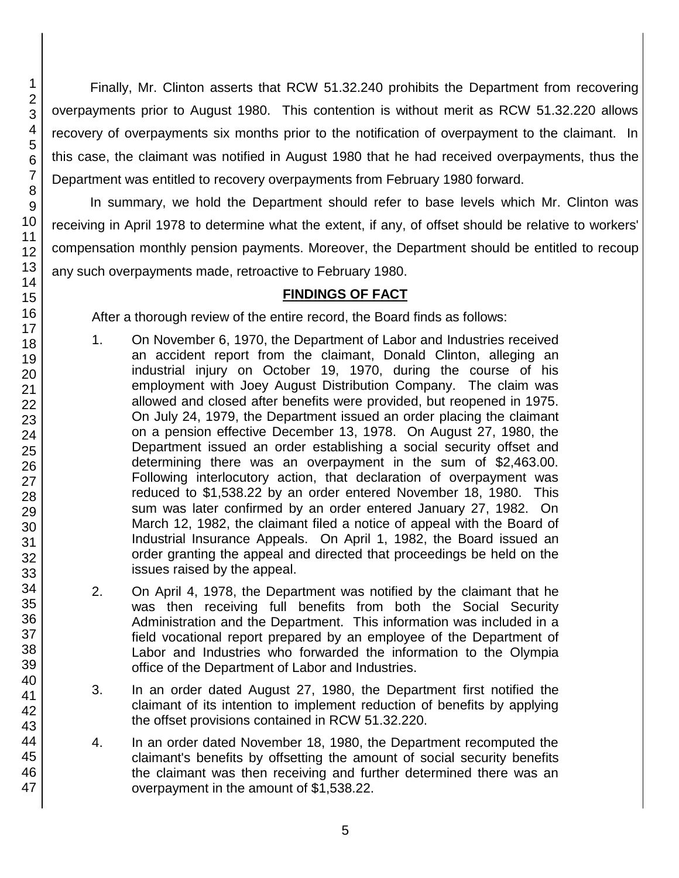Finally, Mr. Clinton asserts that RCW 51.32.240 prohibits the Department from recovering overpayments prior to August 1980. This contention is without merit as RCW 51.32.220 allows recovery of overpayments six months prior to the notification of overpayment to the claimant. In this case, the claimant was notified in August 1980 that he had received overpayments, thus the Department was entitled to recovery overpayments from February 1980 forward.

In summary, we hold the Department should refer to base levels which Mr. Clinton was receiving in April 1978 to determine what the extent, if any, of offset should be relative to workers' compensation monthly pension payments. Moreover, the Department should be entitled to recoup any such overpayments made, retroactive to February 1980.

## FINDINGS OF FACT

After a thorough review of the entire record, the Board finds as follows:

1. On November 6, 1970, the Department of Labor and Industries received an accident report from the claimant, Donald Clinton, alleging an industrial injury on October 19, 1970, during the course of his employment with Joey August Distribution Company. The claim was allowed and closed after benefits were provided, but reopened in 1975. On July 24, 1979, the Department issued an order placing the claimant on a pension effective December 13, 1978. On August 27, 1980, the Department issued an order establishing a social security offset and determining there was an overpayment in the sum of $2,463.00. Following interlocutory action, that declaration of overpayment was reduced to $1,538.22 by an order entered November 18, 1980. This sum was later confirmed by an order entered January 27, 1982. On March 12, 1982, the claimant filed a notice of appeal with the Board of Industrial Insurance Appeals. On April 1, 1982, the Board issued an order granting the appeal and directed that proceedings be held on the issues raised by the appeal.

2. On April 4, 1978, the Department was notified by the claimant that he was then receiving full benefits from both the Social Security Administration and the Department. This information was included in a field vocational report prepared by an employee of the Department of Labor and Industries who forwarded the information to the Olympia office of the Department of Labor and Industries.

3. In an order dated August 27, 1980, the Department first notified the claimant of its intention to implement reduction of benefits by applying the offset provisions contained in RCW 51.32.220.

4. In an order dated November 18, 1980, the Department recomputed the claimant's benefits by offsetting the amount of social security benefits the claimant was then receiving and further determined there was an overpayment in the amount of $1,538.22.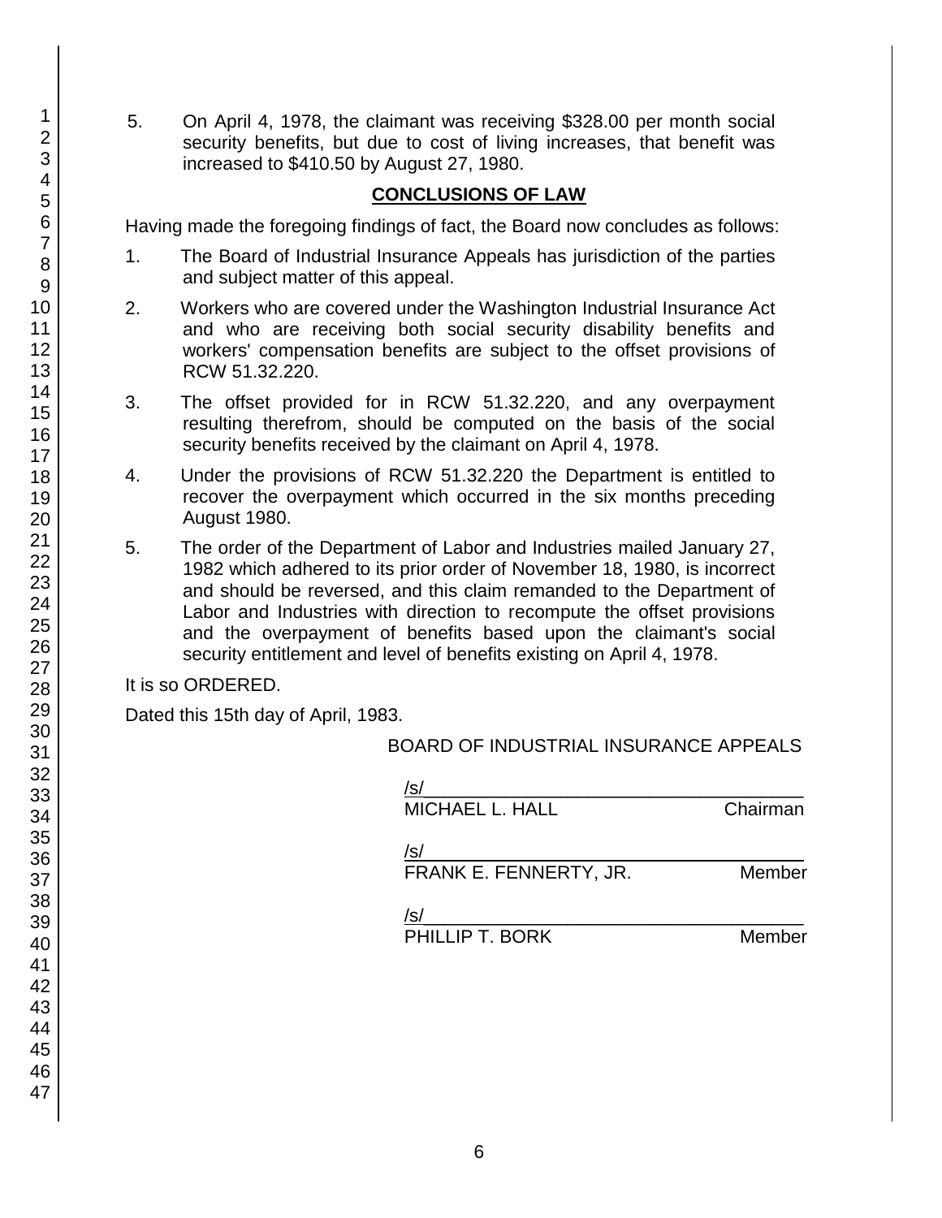5. On April 4, 1978, the claimant was receiving $328.00 per month social security benefits, but due to cost of living increases, that benefit was increased to $410.50 by August 27, 1980.

## CONCLUSIONS OF LAW

Having made the foregoing findings of fact, the Board now concludes as follows:

1. The Board of Industrial Insurance Appeals has jurisdiction of the parties and subject matter of this appeal.

2. Workers who are covered under the Washington Industrial Insurance Act and who are receiving both social security disability benefits and workers' compensation benefits are subject to the offset provisions of RCW 51.32.220.

3. The offset provided for in RCW 51.32.220, and any overpayment resulting therefrom, should be computed on the basis of the social security benefits received by the claimant on April 4, 1978.

4. Under the provisions of RCW 51.32.220 the Department is entitled to recover the overpayment which occurred in the six months preceding August 1980.

5. The order of the Department of Labor and Industries mailed January 27, 1982 which adhered to its prior order of November 18, 1980, is incorrect and should be reversed, and this claim remanded to the Department of Labor and Industries with direction to recompute the offset provisions and the overpayment of benefits based upon the claimant's social security entitlement and level of benefits existing on April 4, 1978.

It is so ORDERED.

Dated this 15th day of April, 1983.

BOARD OF INDUSTRIAL INSURANCE APPEALS

/s/
MICHAEL L. HALL Chairman

/s/
FRANK E. FENNERTY, JR. Member

/s/
PHILLIP T. BORK Member